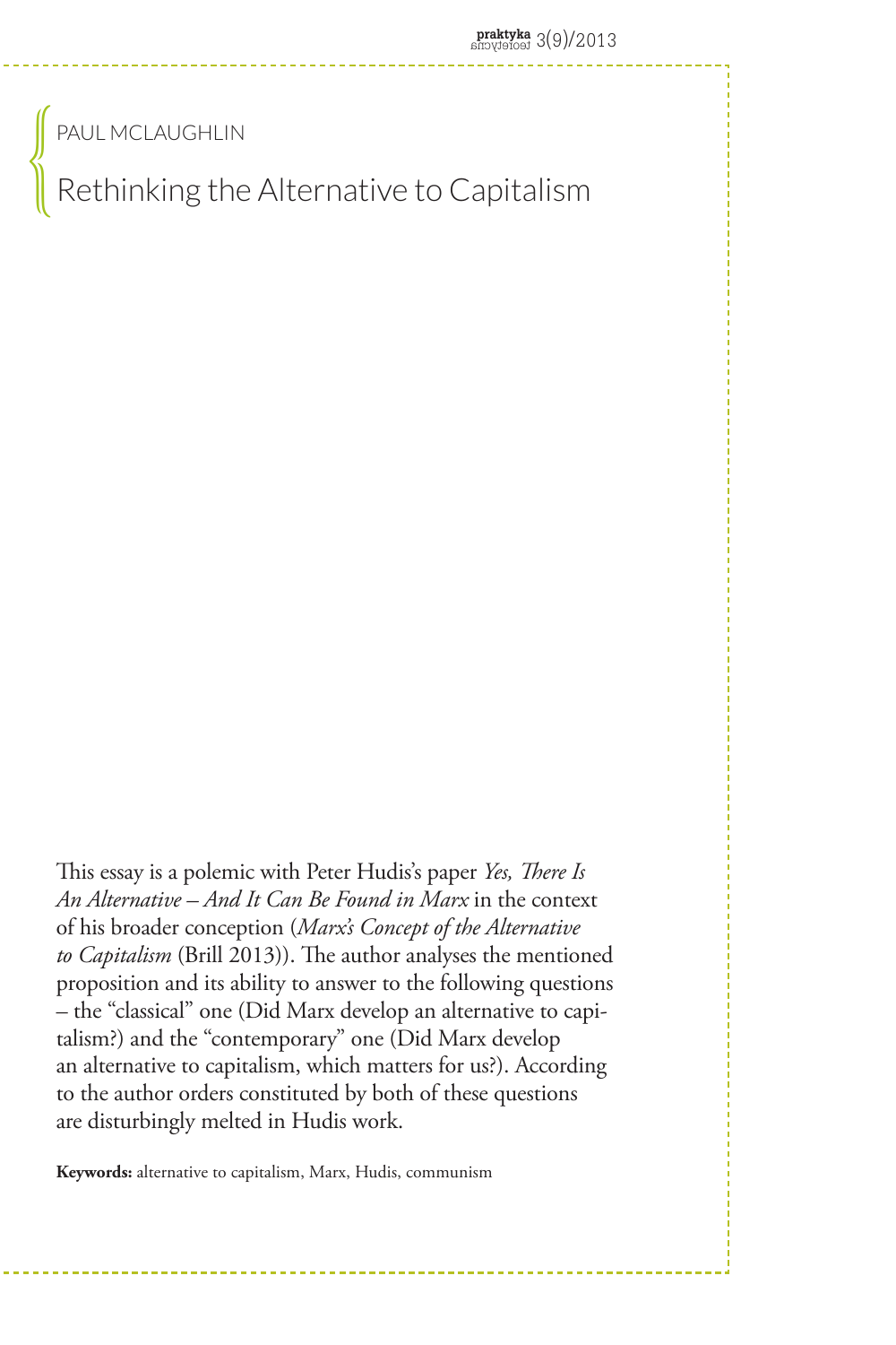PAUL MCLAUGHLIN

# Rethinking the Alternative to Capitalism

This essay is a polemic with Peter Hudis's paper *Yes, There Is An Alternative – And It Can Be Found in Marx* in the context of his broader conception (*Marx's Concept of the Alternative to Capitalism* (Brill 2013)). The author analyses the mentioned proposition and its ability to answer to the following questions – the "classical" one (Did Marx develop an alternative to capitalism?) and the "contemporary" one (Did Marx develop an alternative to capitalism, which matters for us?). According to the author orders constituted by both of these questions are disturbingly melted in Hudis work.

**Keywords:** alternative to capitalism, Marx, Hudis, communism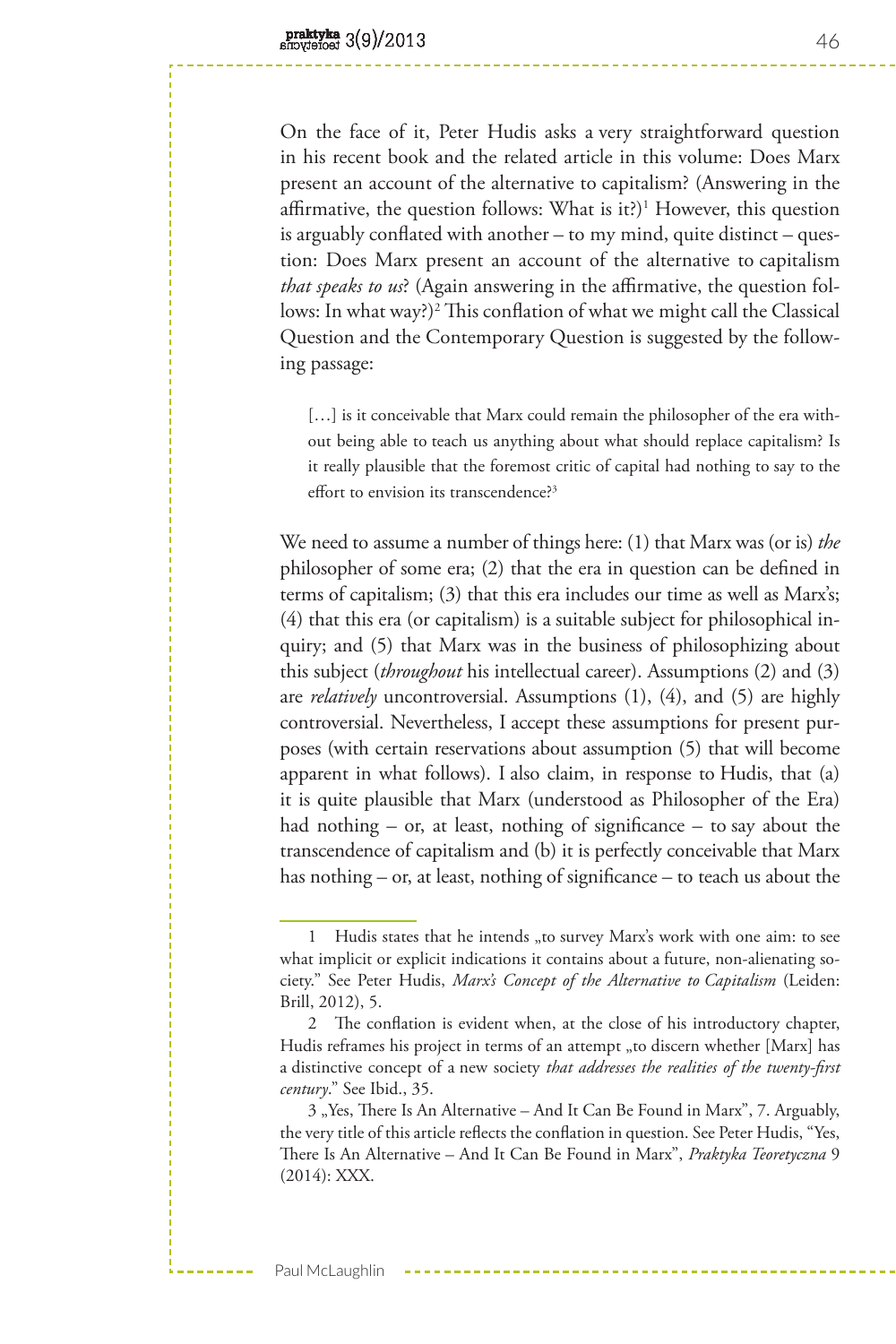On the face of it, Peter Hudis asks a very straightforward question in his recent book and the related article in this volume: Does Marx present an account of the alternative to capitalism? (Answering in the affirmative, the question follows: What is it?)[1] However, this question is arguably conflated with another – to my mind, quite distinct – question: Does Marx present an account of the alternative to capitalism *that speaks to us*? (Again answering in the affirmative, the question follows: In what way?)[2] This conflation of what we might call the Classical Question and the Contemporary Question is suggested by the following passage:

> […] is it conceivable that Marx could remain the philosopher of the era without being able to teach us anything about what should replace capitalism? Is it really plausible that the foremost critic of capital had nothing to say to the effort to envision its transcendence?[3]

We need to assume a number of things here: (1) that Marx was (or is) *the* philosopher of some era; (2) that the era in question can be defined in terms of capitalism; (3) that this era includes our time as well as Marx's; (4) that this era (or capitalism) is a suitable subject for philosophical inquiry; and (5) that Marx was in the business of philosophizing about this subject (*throughout* his intellectual career). Assumptions (2) and (3) are *relatively* uncontroversial. Assumptions (1), (4), and (5) are highly controversial. Nevertheless, I accept these assumptions for present purposes (with certain reservations about assumption (5) that will become apparent in what follows). I also claim, in response to Hudis, that (a) it is quite plausible that Marx (understood as Philosopher of the Era) had nothing – or, at least, nothing of significance – to say about the transcendence of capitalism and (b) it is perfectly conceivable that Marx has nothing – or, at least, nothing of significance – to teach us about the

---

1 Hudis states that he intends „to survey Marx's work with one aim: to see what implicit or explicit indications it contains about a future, non-alienating society." See Peter Hudis, *Marx's Concept of the Alternative to Capitalism* (Leiden: Brill, 2012), 5.

2 The conflation is evident when, at the close of his introductory chapter, Hudis reframes his project in terms of an attempt „to discern whether [Marx] has a distinctive concept of a new society *that addresses the realities of the twenty-first century*." See Ibid., 35.

3 „Yes, There Is An Alternative – And It Can Be Found in Marx", 7. Arguably, the very title of this article reflects the conflation in question. See Peter Hudis, "Yes, There Is An Alternative – And It Can Be Found in Marx", *Praktyka Teoretyczna* 9 (2014): XXX.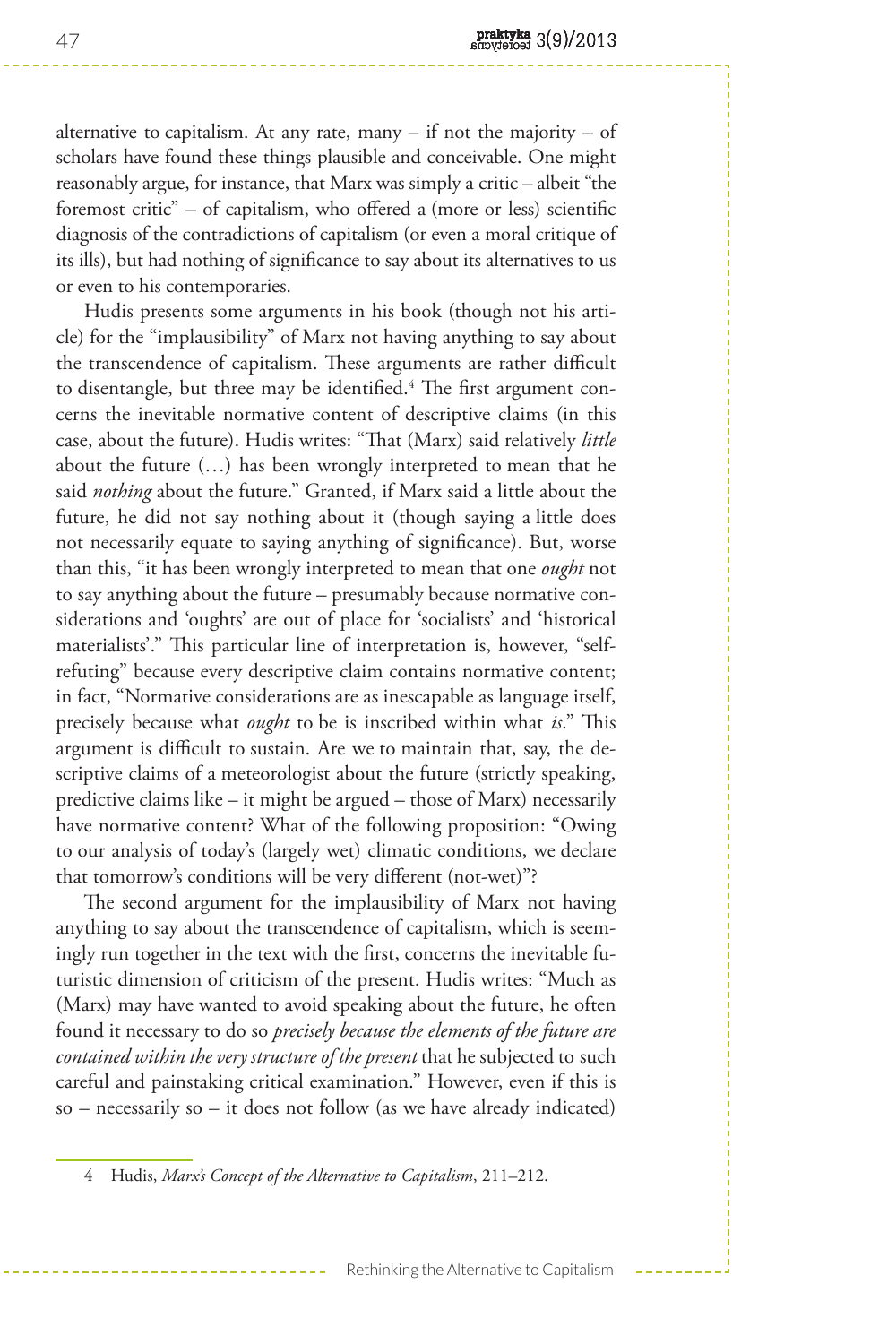alternative to capitalism. At any rate, many – if not the majority – of scholars have found these things plausible and conceivable. One might reasonably argue, for instance, that Marx was simply a critic – albeit "the foremost critic" – of capitalism, who offered a (more or less) scientific diagnosis of the contradictions of capitalism (or even a moral critique of its ills), but had nothing of significance to say about its alternatives to us or even to his contemporaries.

Hudis presents some arguments in his book (though not his article) for the "implausibility" of Marx not having anything to say about the transcendence of capitalism. These arguments are rather difficult to disentangle, but three may be identified.[4] The first argument concerns the inevitable normative content of descriptive claims (in this case, about the future). Hudis writes: "That (Marx) said relatively *little* about the future (…) has been wrongly interpreted to mean that he said *nothing* about the future." Granted, if Marx said a little about the future, he did not say nothing about it (though saying a little does not necessarily equate to saying anything of significance). But, worse than this, "it has been wrongly interpreted to mean that one *ought* not to say anything about the future – presumably because normative considerations and 'oughts' are out of place for 'socialists' and 'historical materialists'." This particular line of interpretation is, however, "self-refuting" because every descriptive claim contains normative content; in fact, "Normative considerations are as inescapable as language itself, precisely because what *ought* to be is inscribed within what *is*." This argument is difficult to sustain. Are we to maintain that, say, the descriptive claims of a meteorologist about the future (strictly speaking, predictive claims like – it might be argued – those of Marx) necessarily have normative content? What of the following proposition: "Owing to our analysis of today's (largely wet) climatic conditions, we declare that tomorrow's conditions will be very different (not-wet)"?

The second argument for the implausibility of Marx not having anything to say about the transcendence of capitalism, which is seemingly run together in the text with the first, concerns the inevitable futuristic dimension of criticism of the present. Hudis writes: "Much as (Marx) may have wanted to avoid speaking about the future, he often found it necessary to do so *precisely because the elements of the future are contained within the very structure of the present* that he subjected to such careful and painstaking critical examination." However, even if this is so – necessarily so – it does not follow (as we have already indicated)

---

4 Hudis, *Marx's Concept of the Alternative to Capitalism*, 211–212.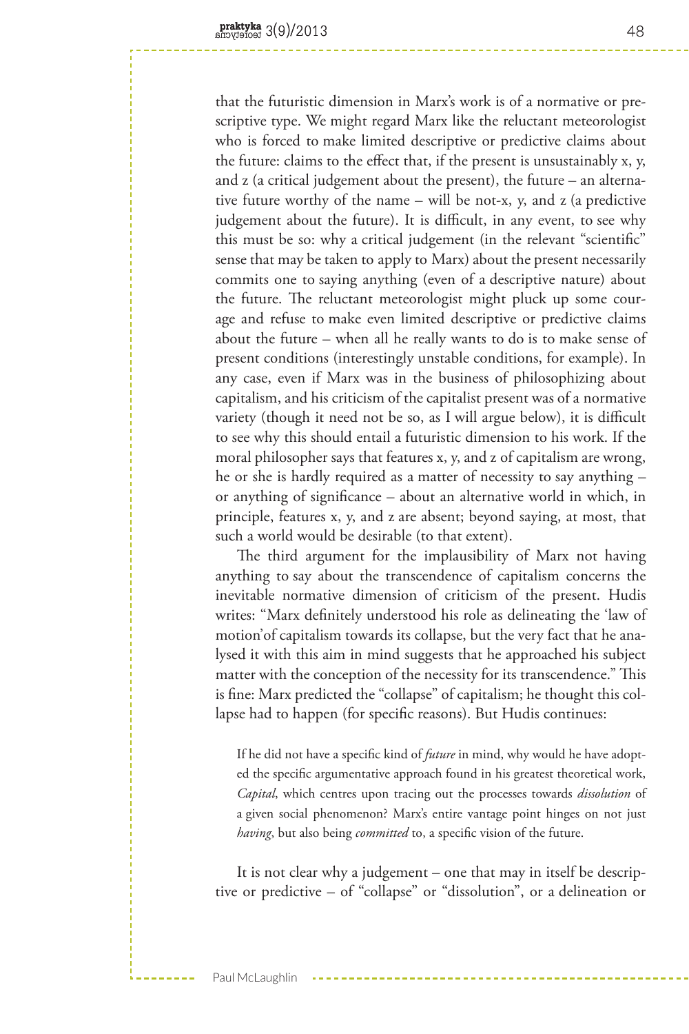that the futuristic dimension in Marx's work is of a normative or prescriptive type. We might regard Marx like the reluctant meteorologist who is forced to make limited descriptive or predictive claims about the future: claims to the effect that, if the present is unsustainably x, y, and z (a critical judgement about the present), the future – an alternative future worthy of the name – will be not-x, y, and z (a predictive judgement about the future). It is difficult, in any event, to see why this must be so: why a critical judgement (in the relevant "scientific" sense that may be taken to apply to Marx) about the present necessarily commits one to saying anything (even of a descriptive nature) about the future. The reluctant meteorologist might pluck up some courage and refuse to make even limited descriptive or predictive claims about the future – when all he really wants to do is to make sense of present conditions (interestingly unstable conditions, for example). In any case, even if Marx was in the business of philosophizing about capitalism, and his criticism of the capitalist present was of a normative variety (though it need not be so, as I will argue below), it is difficult to see why this should entail a futuristic dimension to his work. If the moral philosopher says that features x, y, and z of capitalism are wrong, he or she is hardly required as a matter of necessity to say anything – or anything of significance – about an alternative world in which, in principle, features x, y, and z are absent; beyond saying, at most, that such a world would be desirable (to that extent).

The third argument for the implausibility of Marx not having anything to say about the transcendence of capitalism concerns the inevitable normative dimension of criticism of the present. Hudis writes: "Marx definitely understood his role as delineating the 'law of motion'of capitalism towards its collapse, but the very fact that he analysed it with this aim in mind suggests that he approached his subject matter with the conception of the necessity for its transcendence." This is fine: Marx predicted the "collapse" of capitalism; he thought this collapse had to happen (for specific reasons). But Hudis continues:

> If he did not have a specific kind of *future* in mind, why would he have adopted the specific argumentative approach found in his greatest theoretical work, *Capital*, which centres upon tracing out the processes towards *dissolution* of a given social phenomenon? Marx's entire vantage point hinges on not just *having*, but also being *committed* to, a specific vision of the future.

It is not clear why a judgement – one that may in itself be descriptive or predictive – of "collapse" or "dissolution", or a delineation or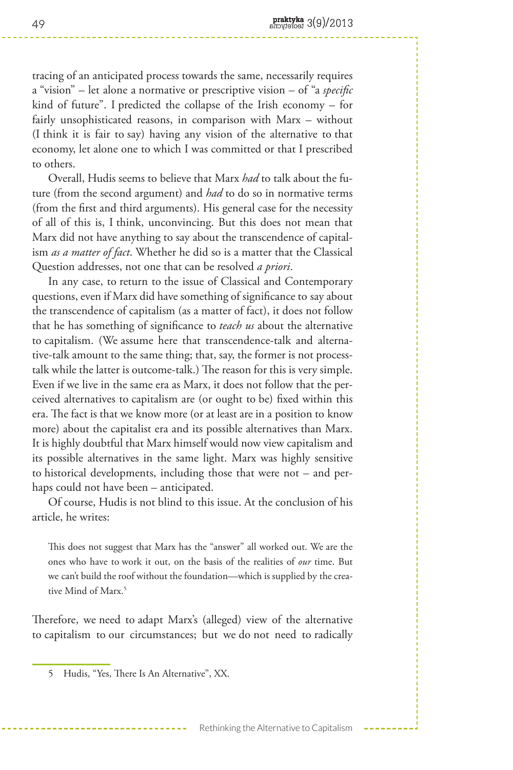tracing of an anticipated process towards the same, necessarily requires a "vision" – let alone a normative or prescriptive vision – of "a *specific* kind of future". I predicted the collapse of the Irish economy – for fairly unsophisticated reasons, in comparison with Marx – without (I think it is fair to say) having any vision of the alternative to that economy, let alone one to which I was committed or that I prescribed to others.

Overall, Hudis seems to believe that Marx *had* to talk about the future (from the second argument) and *had* to do so in normative terms (from the first and third arguments). His general case for the necessity of all of this is, I think, unconvincing. But this does not mean that Marx did not have anything to say about the transcendence of capitalism *as a matter of fact*. Whether he did so is a matter that the Classical Question addresses, not one that can be resolved *a priori*.

In any case, to return to the issue of Classical and Contemporary questions, even if Marx did have something of significance to say about the transcendence of capitalism (as a matter of fact), it does not follow that he has something of significance to *teach us* about the alternative to capitalism. (We assume here that transcendence-talk and alternative-talk amount to the same thing; that, say, the former is not process-talk while the latter is outcome-talk.) The reason for this is very simple. Even if we live in the same era as Marx, it does not follow that the perceived alternatives to capitalism are (or ought to be) fixed within this era. The fact is that we know more (or at least are in a position to know more) about the capitalist era and its possible alternatives than Marx. It is highly doubtful that Marx himself would now view capitalism and its possible alternatives in the same light. Marx was highly sensitive to historical developments, including those that were not – and perhaps could not have been – anticipated.

Of course, Hudis is not blind to this issue. At the conclusion of his article, he writes:

> This does not suggest that Marx has the "answer" all worked out. We are the ones who have to work it out, on the basis of the realities of *our* time. But we can't build the roof without the foundation—which is supplied by the creative Mind of Marx.[5]

Therefore, we need to adapt Marx's (alleged) view of the alternative to capitalism to our circumstances; but we do not need to radically

---

5 Hudis, "Yes, There Is An Alternative", XX.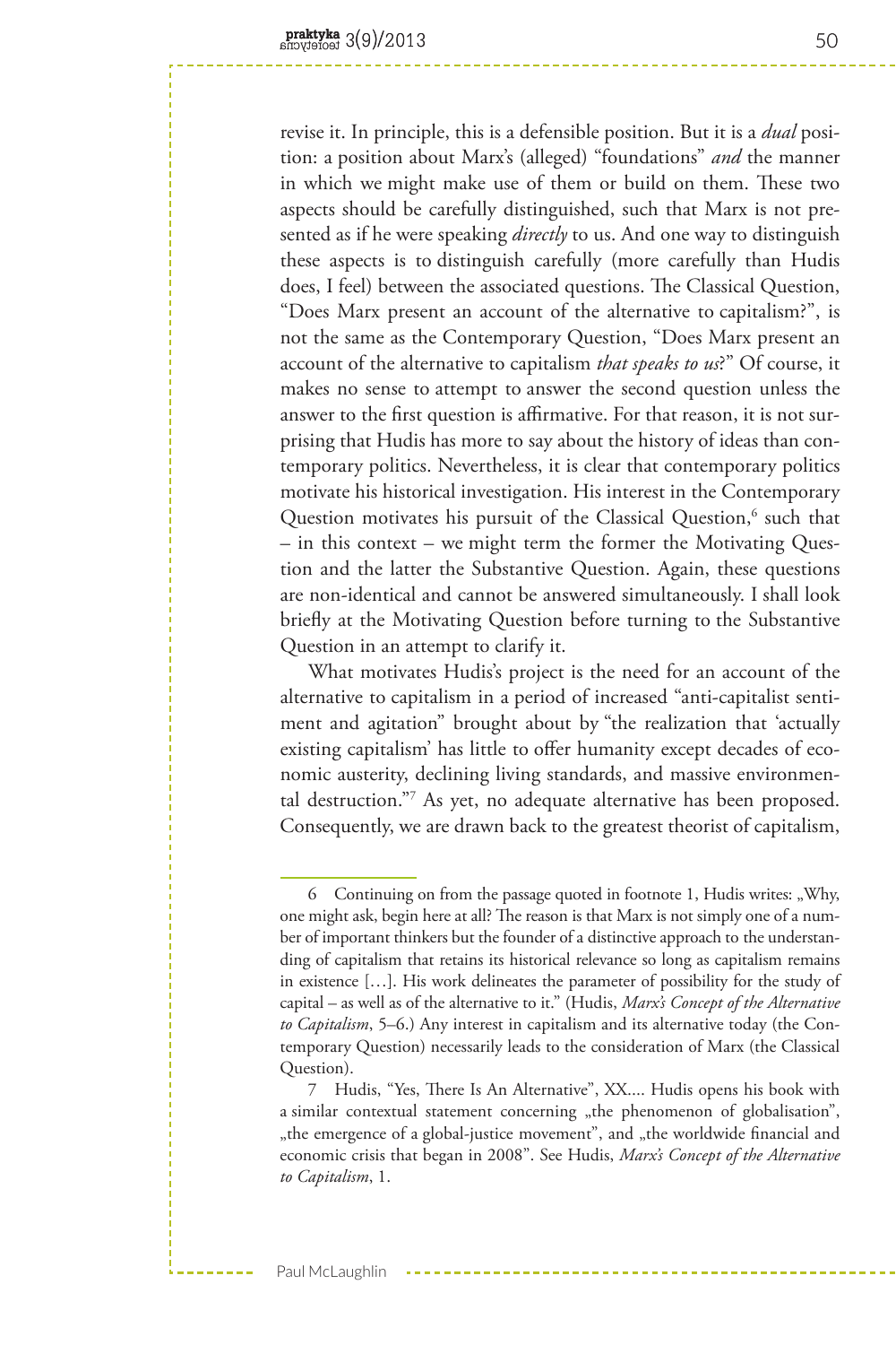revise it. In principle, this is a defensible position. But it is a *dual* position: a position about Marx's (alleged) "foundations" *and* the manner in which we might make use of them or build on them. These two aspects should be carefully distinguished, such that Marx is not presented as if he were speaking *directly* to us. And one way to distinguish these aspects is to distinguish carefully (more carefully than Hudis does, I feel) between the associated questions. The Classical Question, "Does Marx present an account of the alternative to capitalism?", is not the same as the Contemporary Question, "Does Marx present an account of the alternative to capitalism *that speaks to us*?" Of course, it makes no sense to attempt to answer the second question unless the answer to the first question is affirmative. For that reason, it is not surprising that Hudis has more to say about the history of ideas than contemporary politics. Nevertheless, it is clear that contemporary politics motivate his historical investigation. His interest in the Contemporary Question motivates his pursuit of the Classical Question,[6] such that – in this context – we might term the former the Motivating Question and the latter the Substantive Question. Again, these questions are non-identical and cannot be answered simultaneously. I shall look briefly at the Motivating Question before turning to the Substantive Question in an attempt to clarify it.

What motivates Hudis's project is the need for an account of the alternative to capitalism in a period of increased "anti-capitalist sentiment and agitation" brought about by "the realization that 'actually existing capitalism' has little to offer humanity except decades of economic austerity, declining living standards, and massive environmental destruction."[7] As yet, no adequate alternative has been proposed. Consequently, we are drawn back to the greatest theorist of capitalism,

6 Continuing on from the passage quoted in footnote 1, Hudis writes: „Why, one might ask, begin here at all? The reason is that Marx is not simply one of a number of important thinkers but the founder of a distinctive approach to the understanding of capitalism that retains its historical relevance so long as capitalism remains in existence […]. His work delineates the parameter of possibility for the study of capital – as well as of the alternative to it." (Hudis, *Marx's Concept of the Alternative to Capitalism*, 5–6.) Any interest in capitalism and its alternative today (the Contemporary Question) necessarily leads to the consideration of Marx (the Classical Question).

7 Hudis, "Yes, There Is An Alternative", XX.... Hudis opens his book with a similar contextual statement concerning „the phenomenon of globalisation", „the emergence of a global-justice movement", and „the worldwide financial and economic crisis that began in 2008". See Hudis, *Marx's Concept of the Alternative to Capitalism*, 1.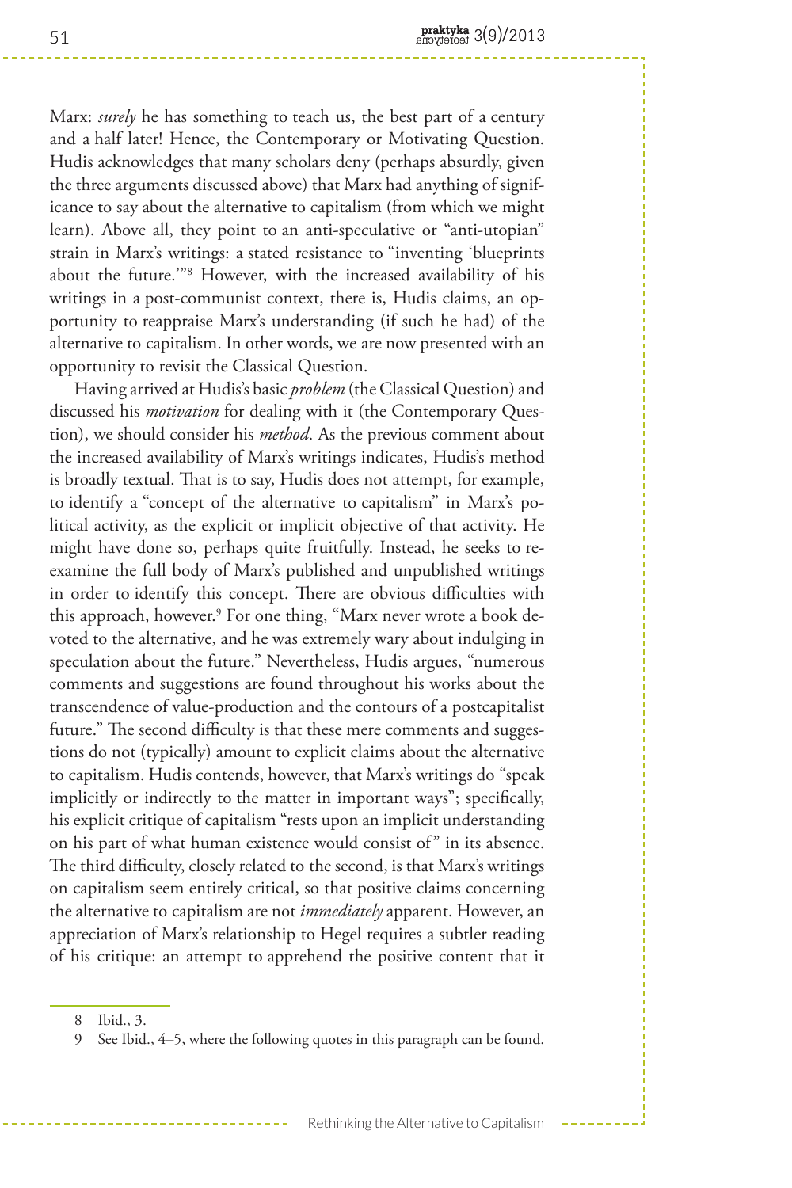Marx: *surely* he has something to teach us, the best part of a century and a half later! Hence, the Contemporary or Motivating Question. Hudis acknowledges that many scholars deny (perhaps absurdly, given the three arguments discussed above) that Marx had anything of significance to say about the alternative to capitalism (from which we might learn). Above all, they point to an anti-speculative or "anti-utopian" strain in Marx's writings: a stated resistance to "inventing 'blueprints about the future.'"[8] However, with the increased availability of his writings in a post-communist context, there is, Hudis claims, an opportunity to reappraise Marx's understanding (if such he had) of the alternative to capitalism. In other words, we are now presented with an opportunity to revisit the Classical Question.

Having arrived at Hudis's basic *problem* (the Classical Question) and discussed his *motivation* for dealing with it (the Contemporary Question), we should consider his *method*. As the previous comment about the increased availability of Marx's writings indicates, Hudis's method is broadly textual. That is to say, Hudis does not attempt, for example, to identify a "concept of the alternative to capitalism" in Marx's political activity, as the explicit or implicit objective of that activity. He might have done so, perhaps quite fruitfully. Instead, he seeks to re-examine the full body of Marx's published and unpublished writings in order to identify this concept. There are obvious difficulties with this approach, however.[9] For one thing, "Marx never wrote a book devoted to the alternative, and he was extremely wary about indulging in speculation about the future." Nevertheless, Hudis argues, "numerous comments and suggestions are found throughout his works about the transcendence of value-production and the contours of a postcapitalist future." The second difficulty is that these mere comments and suggestions do not (typically) amount to explicit claims about the alternative to capitalism. Hudis contends, however, that Marx's writings do "speak implicitly or indirectly to the matter in important ways"; specifically, his explicit critique of capitalism "rests upon an implicit understanding on his part of what human existence would consist of" in its absence. The third difficulty, closely related to the second, is that Marx's writings on capitalism seem entirely critical, so that positive claims concerning the alternative to capitalism are not *immediately* apparent. However, an appreciation of Marx's relationship to Hegel requires a subtler reading of his critique: an attempt to apprehend the positive content that it

---

8 Ibid., 3.

9 See Ibid., 4–5, where the following quotes in this paragraph can be found.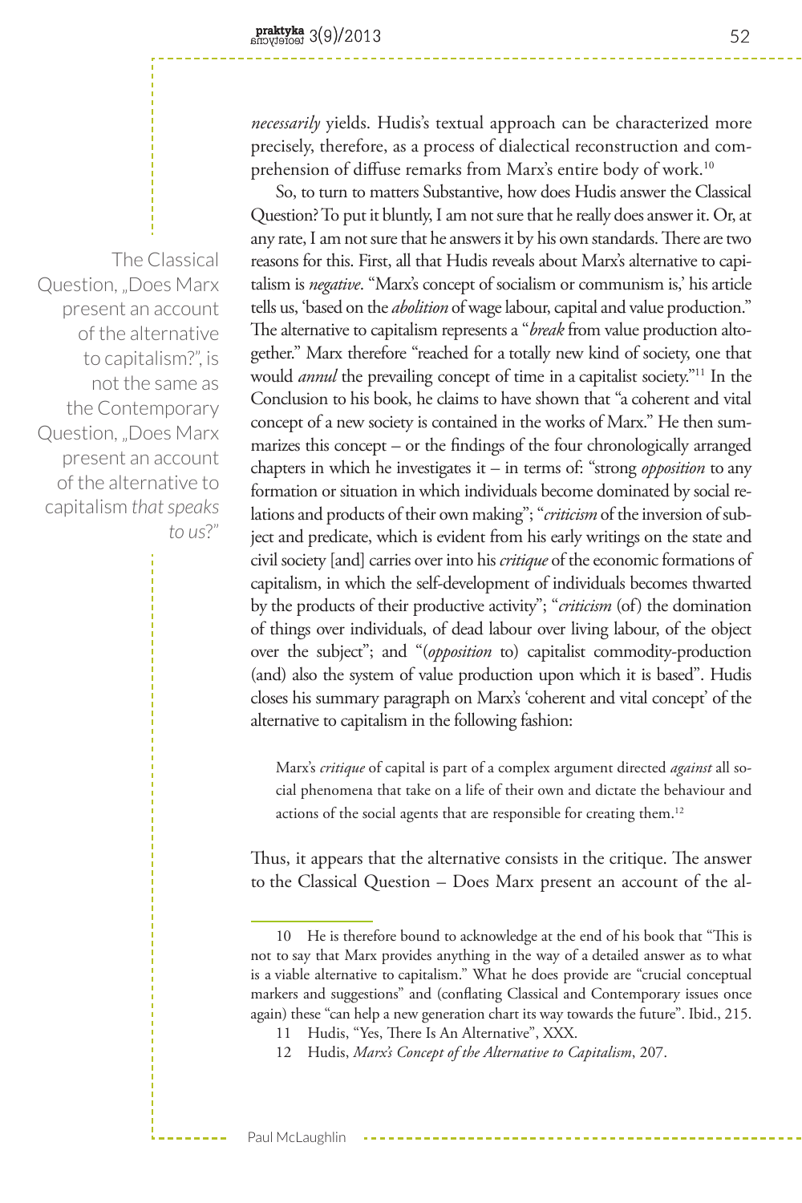*necessarily* yields. Hudis's textual approach can be characterized more precisely, therefore, as a process of dialectical reconstruction and comprehension of diffuse remarks from Marx's entire body of work.[10]

So, to turn to matters Substantive, how does Hudis answer the Classical Question? To put it bluntly, I am not sure that he really does answer it. Or, at any rate, I am not sure that he answers it by his own standards. There are two reasons for this. First, all that Hudis reveals about Marx's alternative to capitalism is *negative*. "Marx's concept of socialism or communism is,' his article tells us, 'based on the *abolition* of wage labour, capital and value production." The alternative to capitalism represents a "*break* from value production altogether." Marx therefore "reached for a totally new kind of society, one that would *annul* the prevailing concept of time in a capitalist society."[11] In the Conclusion to his book, he claims to have shown that "a coherent and vital concept of a new society is contained in the works of Marx." He then summarizes this concept – or the findings of the four chronologically arranged chapters in which he investigates it – in terms of: "strong *opposition* to any formation or situation in which individuals become dominated by social relations and products of their own making"; "*criticism* of the inversion of subject and predicate, which is evident from his early writings on the state and civil society [and] carries over into his *critique* of the economic formations of capitalism, in which the self-development of individuals becomes thwarted by the products of their productive activity"; "*criticism* (of) the domination of things over individuals, of dead labour over living labour, of the object over the subject"; and "(*opposition* to) capitalist commodity-production (and) also the system of value production upon which it is based". Hudis closes his summary paragraph on Marx's 'coherent and vital concept' of the alternative to capitalism in the following fashion:

> Marx's *critique* of capital is part of a complex argument directed *against* all social phenomena that take on a life of their own and dictate the behaviour and actions of the social agents that are responsible for creating them.[12]

The Classical Question, „Does Marx present an account of the alternative to capitalism?", is not the same as the Contemporary Question, „Does Marx present an account of the alternative to capitalism *that speaks to us*?"

Thus, it appears that the alternative consists in the critique. The answer to the Classical Question – Does Marx present an account of the al-

---

10 He is therefore bound to acknowledge at the end of his book that "This is not to say that Marx provides anything in the way of a detailed answer as to what is a viable alternative to capitalism." What he does provide are "crucial conceptual markers and suggestions" and (conflating Classical and Contemporary issues once again) these "can help a new generation chart its way towards the future". Ibid., 215.

11 Hudis, "Yes, There Is An Alternative", XXX.

12 Hudis, *Marx's Concept of the Alternative to Capitalism*, 207.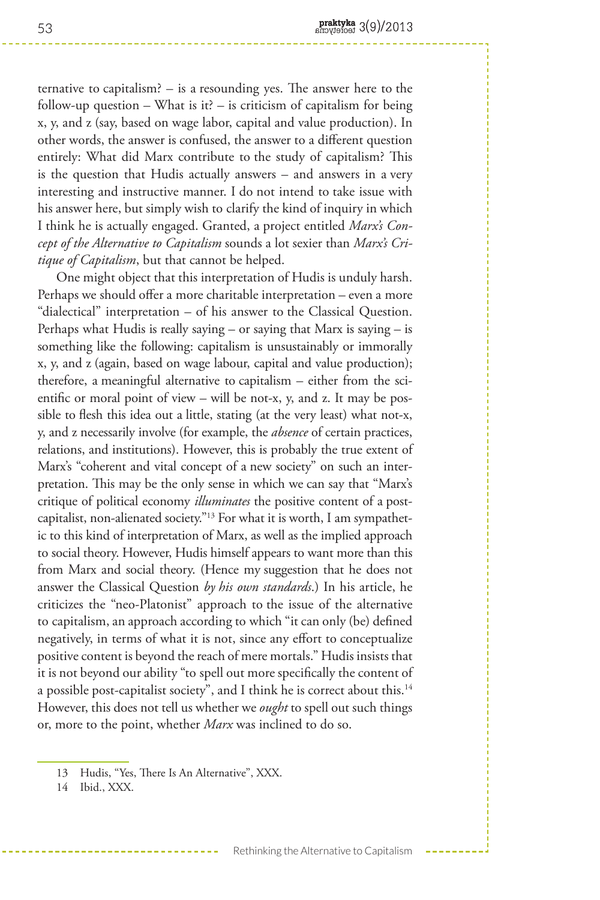ternative to capitalism? – is a resounding yes. The answer here to the follow-up question – What is it? – is criticism of capitalism for being x, y, and z (say, based on wage labor, capital and value production). In other words, the answer is confused, the answer to a different question entirely: What did Marx contribute to the study of capitalism? This is the question that Hudis actually answers – and answers in a very interesting and instructive manner. I do not intend to take issue with his answer here, but simply wish to clarify the kind of inquiry in which I think he is actually engaged. Granted, a project entitled *Marx's Concept of the Alternative to Capitalism* sounds a lot sexier than *Marx's Critique of Capitalism*, but that cannot be helped.

One might object that this interpretation of Hudis is unduly harsh. Perhaps we should offer a more charitable interpretation – even a more "dialectical" interpretation – of his answer to the Classical Question. Perhaps what Hudis is really saying – or saying that Marx is saying – is something like the following: capitalism is unsustainably or immorally x, y, and z (again, based on wage labour, capital and value production); therefore, a meaningful alternative to capitalism – either from the scientific or moral point of view – will be not-x, y, and z. It may be possible to flesh this idea out a little, stating (at the very least) what not-x, y, and z necessarily involve (for example, the *absence* of certain practices, relations, and institutions). However, this is probably the true extent of Marx's "coherent and vital concept of a new society" on such an interpretation. This may be the only sense in which we can say that "Marx's critique of political economy *illuminates* the positive content of a post-capitalist, non-alienated society."[13] For what it is worth, I am sympathetic to this kind of interpretation of Marx, as well as the implied approach to social theory. However, Hudis himself appears to want more than this from Marx and social theory. (Hence my suggestion that he does not answer the Classical Question *by his own standards*.) In his article, he criticizes the "neo-Platonist" approach to the issue of the alternative to capitalism, an approach according to which "it can only (be) defined negatively, in terms of what it is not, since any effort to conceptualize positive content is beyond the reach of mere mortals." Hudis insists that it is not beyond our ability "to spell out more specifically the content of a possible post-capitalist society", and I think he is correct about this.[14] However, this does not tell us whether we *ought* to spell out such things or, more to the point, whether *Marx* was inclined to do so.

13 Hudis, "Yes, There Is An Alternative", XXX.

14 Ibid., XXX.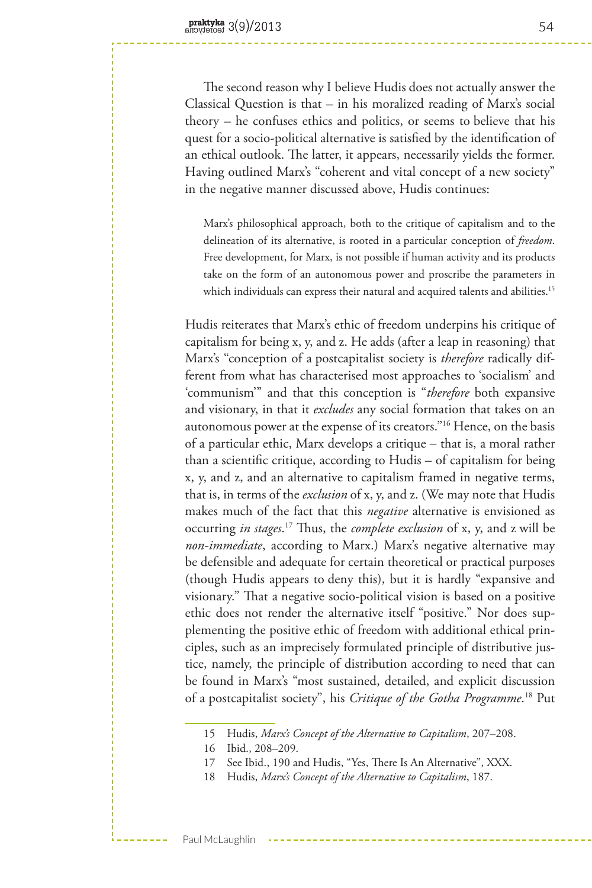The second reason why I believe Hudis does not actually answer the Classical Question is that – in his moralized reading of Marx's social theory – he confuses ethics and politics, or seems to believe that his quest for a socio-political alternative is satisfied by the identification of an ethical outlook. The latter, it appears, necessarily yields the former. Having outlined Marx's "coherent and vital concept of a new society" in the negative manner discussed above, Hudis continues:

> Marx's philosophical approach, both to the critique of capitalism and to the delineation of its alternative, is rooted in a particular conception of *freedom*. Free development, for Marx, is not possible if human activity and its products take on the form of an autonomous power and proscribe the parameters in which individuals can express their natural and acquired talents and abilities.[15]

Hudis reiterates that Marx's ethic of freedom underpins his critique of capitalism for being x, y, and z. He adds (after a leap in reasoning) that Marx's "conception of a postcapitalist society is *therefore* radically different from what has characterised most approaches to 'socialism' and 'communism'" and that this conception is "*therefore* both expansive and visionary, in that it *excludes* any social formation that takes on an autonomous power at the expense of its creators."[16] Hence, on the basis of a particular ethic, Marx develops a critique – that is, a moral rather than a scientific critique, according to Hudis – of capitalism for being x, y, and z, and an alternative to capitalism framed in negative terms, that is, in terms of the *exclusion* of x, y, and z. (We may note that Hudis makes much of the fact that this *negative* alternative is envisioned as occurring *in stages*.[17] Thus, the *complete exclusion* of x, y, and z will be *non-immediate*, according to Marx.) Marx's negative alternative may be defensible and adequate for certain theoretical or practical purposes (though Hudis appears to deny this), but it is hardly "expansive and visionary." That a negative socio-political vision is based on a positive ethic does not render the alternative itself "positive." Nor does supplementing the positive ethic of freedom with additional ethical principles, such as an imprecisely formulated principle of distributive justice, namely, the principle of distribution according to need that can be found in Marx's "most sustained, detailed, and explicit discussion of a postcapitalist society", his *Critique of the Gotha Programme*.[18] Put

---

15 Hudis, *Marx's Concept of the Alternative to Capitalism*, 207–208.

16 Ibid., 208–209.

17 See Ibid., 190 and Hudis, "Yes, There Is An Alternative", XXX.

18 Hudis, *Marx's Concept of the Alternative to Capitalism*, 187.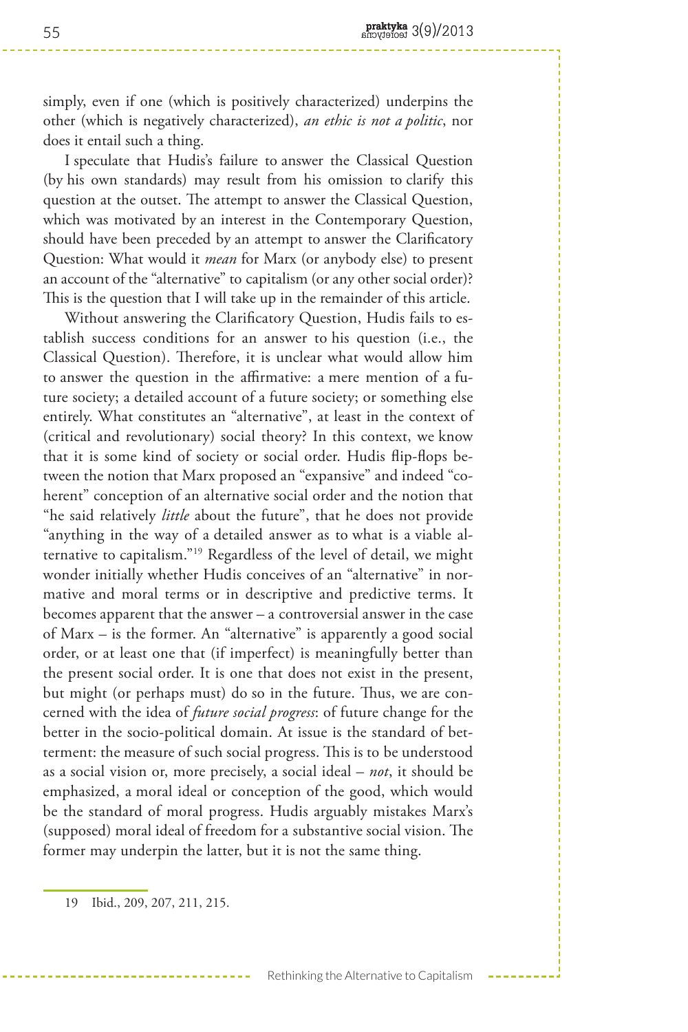simply, even if one (which is positively characterized) underpins the other (which is negatively characterized), *an ethic is not a politic*, nor does it entail such a thing.

I speculate that Hudis's failure to answer the Classical Question (by his own standards) may result from his omission to clarify this question at the outset. The attempt to answer the Classical Question, which was motivated by an interest in the Contemporary Question, should have been preceded by an attempt to answer the Clarificatory Question: What would it *mean* for Marx (or anybody else) to present an account of the "alternative" to capitalism (or any other social order)? This is the question that I will take up in the remainder of this article.

Without answering the Clarificatory Question, Hudis fails to establish success conditions for an answer to his question (i.e., the Classical Question). Therefore, it is unclear what would allow him to answer the question in the affirmative: a mere mention of a future society; a detailed account of a future society; or something else entirely. What constitutes an "alternative", at least in the context of (critical and revolutionary) social theory? In this context, we know that it is some kind of society or social order. Hudis flip-flops between the notion that Marx proposed an "expansive" and indeed "coherent" conception of an alternative social order and the notion that "he said relatively *little* about the future", that he does not provide "anything in the way of a detailed answer as to what is a viable alternative to capitalism."[19] Regardless of the level of detail, we might wonder initially whether Hudis conceives of an "alternative" in normative and moral terms or in descriptive and predictive terms. It becomes apparent that the answer – a controversial answer in the case of Marx – is the former. An "alternative" is apparently a good social order, or at least one that (if imperfect) is meaningfully better than the present social order. It is one that does not exist in the present, but might (or perhaps must) do so in the future. Thus, we are concerned with the idea of *future social progress*: of future change for the better in the socio-political domain. At issue is the standard of betterment: the measure of such social progress. This is to be understood as a social vision or, more precisely, a social ideal – *not*, it should be emphasized, a moral ideal or conception of the good, which would be the standard of moral progress. Hudis arguably mistakes Marx's (supposed) moral ideal of freedom for a substantive social vision. The former may underpin the latter, but it is not the same thing.

19 Ibid., 209, 207, 211, 215.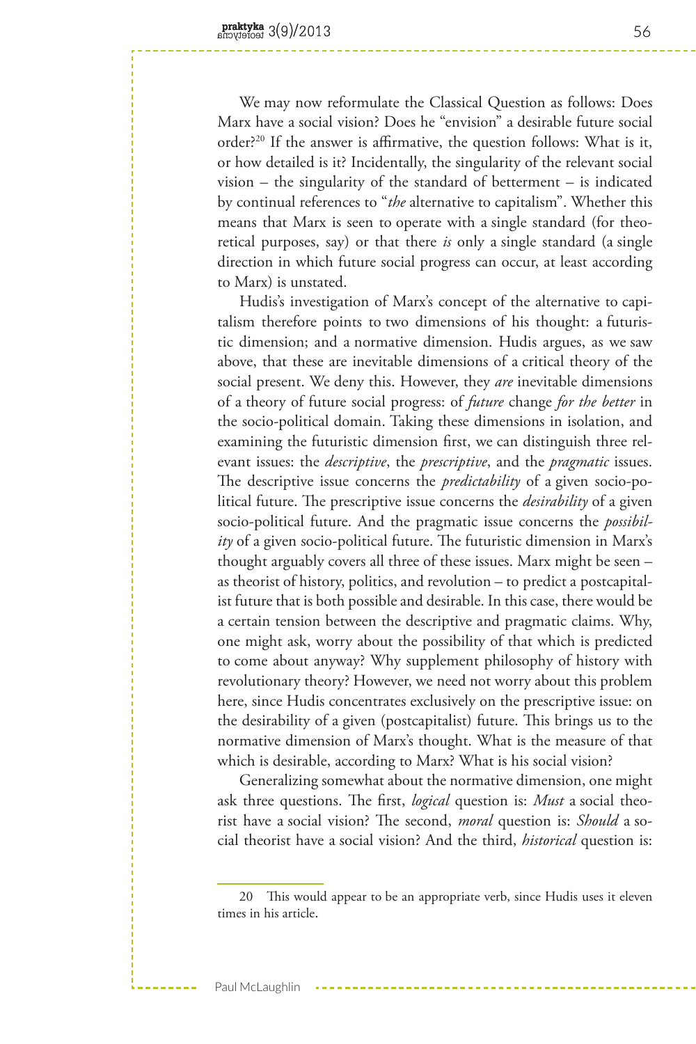We may now reformulate the Classical Question as follows: Does Marx have a social vision? Does he "envision" a desirable future social order?[20] If the answer is affirmative, the question follows: What is it, or how detailed is it? Incidentally, the singularity of the relevant social vision – the singularity of the standard of betterment – is indicated by continual references to "*the* alternative to capitalism". Whether this means that Marx is seen to operate with a single standard (for theoretical purposes, say) or that there *is* only a single standard (a single direction in which future social progress can occur, at least according to Marx) is unstated.

Hudis's investigation of Marx's concept of the alternative to capitalism therefore points to two dimensions of his thought: a futuristic dimension; and a normative dimension. Hudis argues, as we saw above, that these are inevitable dimensions of a critical theory of the social present. We deny this. However, they *are* inevitable dimensions of a theory of future social progress: of *future* change *for the better* in the socio-political domain. Taking these dimensions in isolation, and examining the futuristic dimension first, we can distinguish three relevant issues: the *descriptive*, the *prescriptive*, and the *pragmatic* issues. The descriptive issue concerns the *predictability* of a given socio-political future. The prescriptive issue concerns the *desirability* of a given socio-political future. And the pragmatic issue concerns the *possibility* of a given socio-political future. The futuristic dimension in Marx's thought arguably covers all three of these issues. Marx might be seen – as theorist of history, politics, and revolution – to predict a postcapitalist future that is both possible and desirable. In this case, there would be a certain tension between the descriptive and pragmatic claims. Why, one might ask, worry about the possibility of that which is predicted to come about anyway? Why supplement philosophy of history with revolutionary theory? However, we need not worry about this problem here, since Hudis concentrates exclusively on the prescriptive issue: on the desirability of a given (postcapitalist) future. This brings us to the normative dimension of Marx's thought. What is the measure of that which is desirable, according to Marx? What is his social vision?

Generalizing somewhat about the normative dimension, one might ask three questions. The first, *logical* question is: *Must* a social theorist have a social vision? The second, *moral* question is: *Should* a social theorist have a social vision? And the third, *historical* question is:

---

20 This would appear to be an appropriate verb, since Hudis uses it eleven times in his article.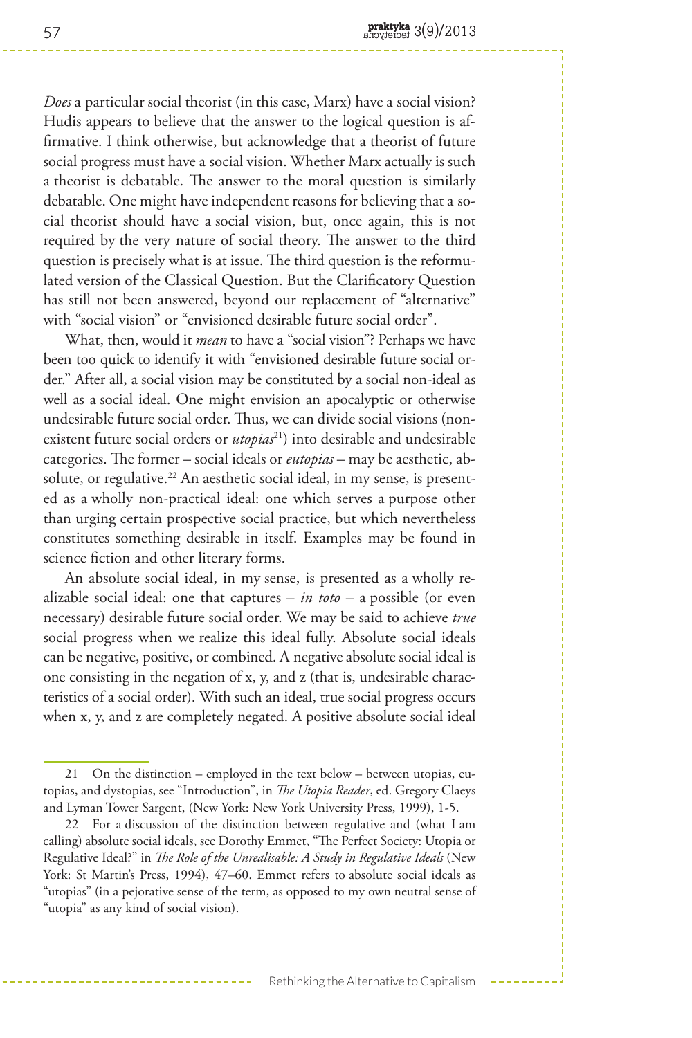*Does* a particular social theorist (in this case, Marx) have a social vision? Hudis appears to believe that the answer to the logical question is affirmative. I think otherwise, but acknowledge that a theorist of future social progress must have a social vision. Whether Marx actually is such a theorist is debatable. The answer to the moral question is similarly debatable. One might have independent reasons for believing that a social theorist should have a social vision, but, once again, this is not required by the very nature of social theory. The answer to the third question is precisely what is at issue. The third question is the reformulated version of the Classical Question. But the Clarificatory Question has still not been answered, beyond our replacement of "alternative" with "social vision" or "envisioned desirable future social order".

What, then, would it *mean* to have a "social vision"? Perhaps we have been too quick to identify it with "envisioned desirable future social order." After all, a social vision may be constituted by a social non-ideal as well as a social ideal. One might envision an apocalyptic or otherwise undesirable future social order. Thus, we can divide social visions (non-existent future social orders or *utopias*[21]) into desirable and undesirable categories. The former – social ideals or *eutopias* – may be aesthetic, absolute, or regulative.[22] An aesthetic social ideal, in my sense, is presented as a wholly non-practical ideal: one which serves a purpose other than urging certain prospective social practice, but which nevertheless constitutes something desirable in itself. Examples may be found in science fiction and other literary forms.

An absolute social ideal, in my sense, is presented as a wholly realizable social ideal: one that captures – *in toto* – a possible (or even necessary) desirable future social order. We may be said to achieve *true* social progress when we realize this ideal fully. Absolute social ideals can be negative, positive, or combined. A negative absolute social ideal is one consisting in the negation of x, y, and z (that is, undesirable characteristics of a social order). With such an ideal, true social progress occurs when x, y, and z are completely negated. A positive absolute social ideal

---

21 On the distinction – employed in the text below – between utopias, eutopias, and dystopias, see "Introduction", in *The Utopia Reader*, ed. Gregory Claeys and Lyman Tower Sargent, (New York: New York University Press, 1999), 1-5.

22 For a discussion of the distinction between regulative and (what I am calling) absolute social ideals, see Dorothy Emmet, "The Perfect Society: Utopia or Regulative Ideal?" in *The Role of the Unrealisable: A Study in Regulative Ideals* (New York: St Martin's Press, 1994), 47–60. Emmet refers to absolute social ideals as "utopias" (in a pejorative sense of the term, as opposed to my own neutral sense of "utopia" as any kind of social vision).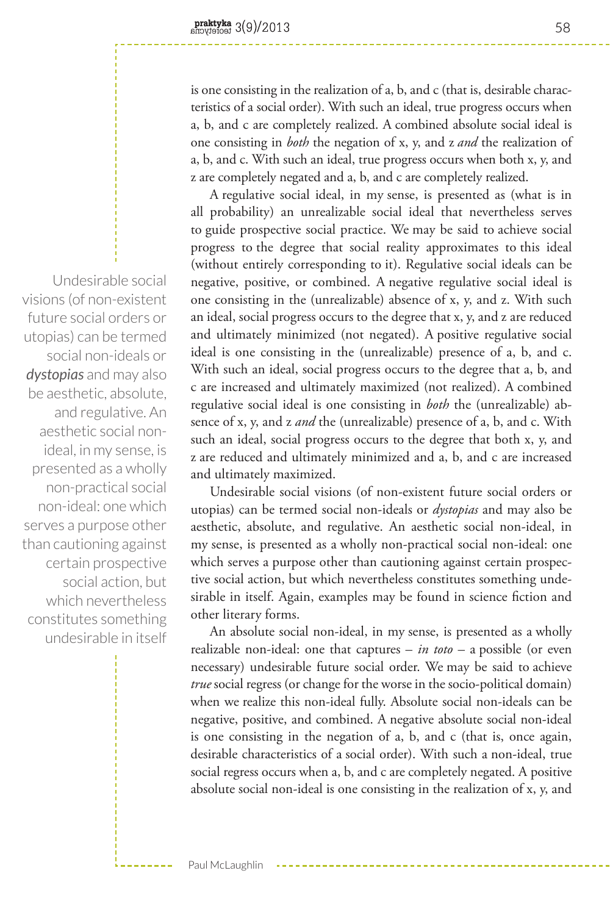is one consisting in the realization of a, b, and c (that is, desirable characteristics of a social order). With such an ideal, true progress occurs when a, b, and c are completely realized. A combined absolute social ideal is one consisting in *both* the negation of x, y, and z *and* the realization of a, b, and c. With such an ideal, true progress occurs when both x, y, and z are completely negated and a, b, and c are completely realized.

A regulative social ideal, in my sense, is presented as (what is in all probability) an unrealizable social ideal that nevertheless serves to guide prospective social practice. We may be said to achieve social progress to the degree that social reality approximates to this ideal (without entirely corresponding to it). Regulative social ideals can be negative, positive, or combined. A negative regulative social ideal is one consisting in the (unrealizable) absence of x, y, and z. With such an ideal, social progress occurs to the degree that x, y, and z are reduced and ultimately minimized (not negated). A positive regulative social ideal is one consisting in the (unrealizable) presence of a, b, and c. With such an ideal, social progress occurs to the degree that a, b, and c are increased and ultimately maximized (not realized). A combined regulative social ideal is one consisting in *both* the (unrealizable) absence of x, y, and z *and* the (unrealizable) presence of a, b, and c. With such an ideal, social progress occurs to the degree that both x, y, and z are reduced and ultimately minimized and a, b, and c are increased and ultimately maximized.

Undesirable social visions (of non-existent future social orders or utopias) can be termed social non-ideals or *dystopias* and may also be aesthetic, absolute, and regulative. An aesthetic social non-ideal, in my sense, is presented as a wholly non-practical social non-ideal: one which serves a purpose other than cautioning against certain prospective social action, but which nevertheless constitutes something undesirable in itself. Again, examples may be found in science fiction and other literary forms.

An absolute social non-ideal, in my sense, is presented as a wholly realizable non-ideal: one that captures – *in toto* – a possible (or even necessary) undesirable future social order. We may be said to achieve *true* social regress (or change for the worse in the socio-political domain) when we realize this non-ideal fully. Absolute social non-ideals can be negative, positive, and combined. A negative absolute social non-ideal is one consisting in the negation of a, b, and c (that is, once again, desirable characteristics of a social order). With such a non-ideal, true social regress occurs when a, b, and c are completely negated. A positive absolute social non-ideal is one consisting in the realization of x, y, and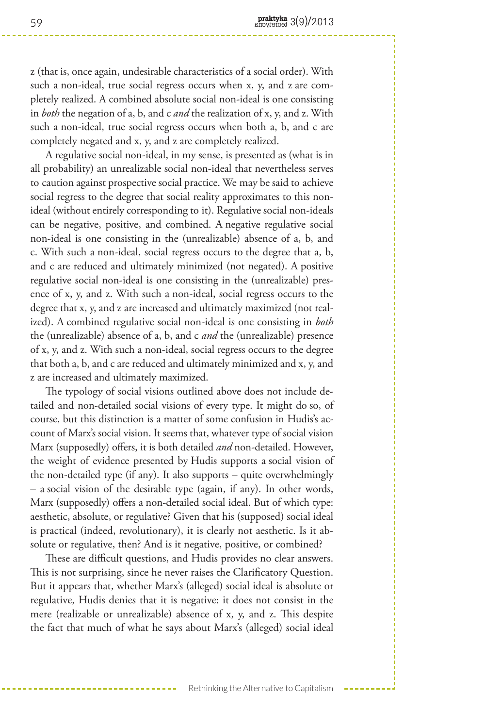z (that is, once again, undesirable characteristics of a social order). With such a non-ideal, true social regress occurs when x, y, and z are completely realized. A combined absolute social non-ideal is one consisting in *both* the negation of a, b, and c *and* the realization of x, y, and z. With such a non-ideal, true social regress occurs when both a, b, and c are completely negated and x, y, and z are completely realized.

A regulative social non-ideal, in my sense, is presented as (what is in all probability) an unrealizable social non-ideal that nevertheless serves to caution against prospective social practice. We may be said to achieve social regress to the degree that social reality approximates to this non-ideal (without entirely corresponding to it). Regulative social non-ideals can be negative, positive, and combined. A negative regulative social non-ideal is one consisting in the (unrealizable) absence of a, b, and c. With such a non-ideal, social regress occurs to the degree that a, b, and c are reduced and ultimately minimized (not negated). A positive regulative social non-ideal is one consisting in the (unrealizable) presence of x, y, and z. With such a non-ideal, social regress occurs to the degree that x, y, and z are increased and ultimately maximized (not realized). A combined regulative social non-ideal is one consisting in *both* the (unrealizable) absence of a, b, and c *and* the (unrealizable) presence of x, y, and z. With such a non-ideal, social regress occurs to the degree that both a, b, and c are reduced and ultimately minimized and x, y, and z are increased and ultimately maximized.

The typology of social visions outlined above does not include detailed and non-detailed social visions of every type. It might do so, of course, but this distinction is a matter of some confusion in Hudis's account of Marx's social vision. It seems that, whatever type of social vision Marx (supposedly) offers, it is both detailed *and* non-detailed. However, the weight of evidence presented by Hudis supports a social vision of the non-detailed type (if any). It also supports – quite overwhelmingly – a social vision of the desirable type (again, if any). In other words, Marx (supposedly) offers a non-detailed social ideal. But of which type: aesthetic, absolute, or regulative? Given that his (supposed) social ideal is practical (indeed, revolutionary), it is clearly not aesthetic. Is it absolute or regulative, then? And is it negative, positive, or combined?

These are difficult questions, and Hudis provides no clear answers. This is not surprising, since he never raises the Clarificatory Question. But it appears that, whether Marx's (alleged) social ideal is absolute or regulative, Hudis denies that it is negative: it does not consist in the mere (realizable or unrealizable) absence of x, y, and z. This despite the fact that much of what he says about Marx's (alleged) social ideal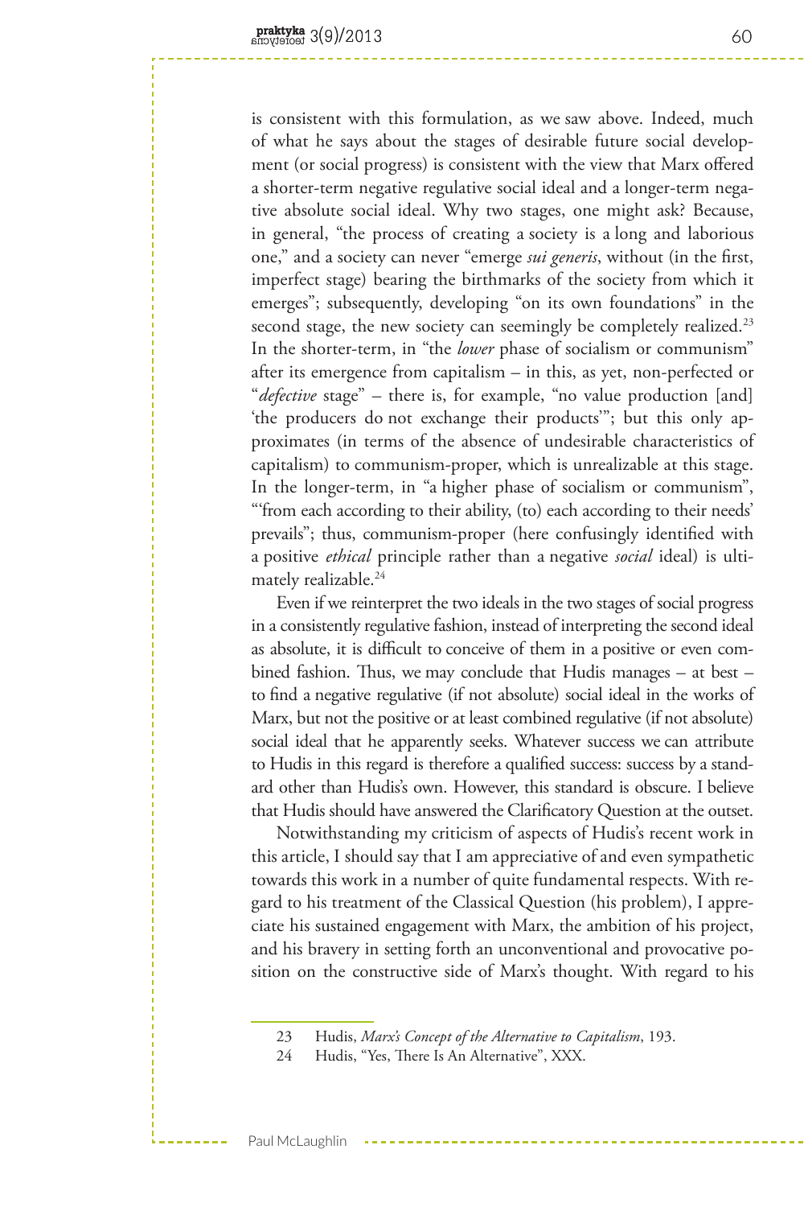is consistent with this formulation, as we saw above. Indeed, much of what he says about the stages of desirable future social development (or social progress) is consistent with the view that Marx offered a shorter-term negative regulative social ideal and a longer-term negative absolute social ideal. Why two stages, one might ask? Because, in general, "the process of creating a society is a long and laborious one," and a society can never "emerge *sui generis*, without (in the first, imperfect stage) bearing the birthmarks of the society from which it emerges"; subsequently, developing "on its own foundations" in the second stage, the new society can seemingly be completely realized.[23] In the shorter-term, in "the *lower* phase of socialism or communism" after its emergence from capitalism – in this, as yet, non-perfected or "*defective* stage" – there is, for example, "no value production [and] 'the producers do not exchange their products'"; but this only approximates (in terms of the absence of undesirable characteristics of capitalism) to communism-proper, which is unrealizable at this stage. In the longer-term, in "a higher phase of socialism or communism", "'from each according to their ability, (to) each according to their needs' prevails"; thus, communism-proper (here confusingly identified with a positive *ethical* principle rather than a negative *social* ideal) is ultimately realizable.[24]

Even if we reinterpret the two ideals in the two stages of social progress in a consistently regulative fashion, instead of interpreting the second ideal as absolute, it is difficult to conceive of them in a positive or even combined fashion. Thus, we may conclude that Hudis manages – at best – to find a negative regulative (if not absolute) social ideal in the works of Marx, but not the positive or at least combined regulative (if not absolute) social ideal that he apparently seeks. Whatever success we can attribute to Hudis in this regard is therefore a qualified success: success by a standard other than Hudis's own. However, this standard is obscure. I believe that Hudis should have answered the Clarificatory Question at the outset.

Notwithstanding my criticism of aspects of Hudis's recent work in this article, I should say that I am appreciative of and even sympathetic towards this work in a number of quite fundamental respects. With regard to his treatment of the Classical Question (his problem), I appreciate his sustained engagement with Marx, the ambition of his project, and his bravery in setting forth an unconventional and provocative position on the constructive side of Marx's thought. With regard to his

23 Hudis, *Marx's Concept of the Alternative to Capitalism*, 193.

24 Hudis, "Yes, There Is An Alternative", XXX.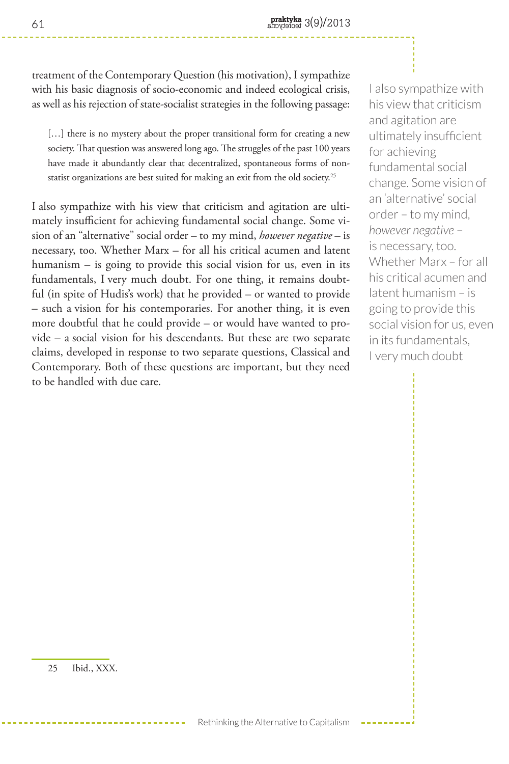treatment of the Contemporary Question (his motivation), I sympathize with his basic diagnosis of socio-economic and indeed ecological crisis, as well as his rejection of state-socialist strategies in the following passage:

> […] there is no mystery about the proper transitional form for creating a new society. That question was answered long ago. The struggles of the past 100 years have made it abundantly clear that decentralized, spontaneous forms of non-statist organizations are best suited for making an exit from the old society.[25]

I also sympathize with his view that criticism and agitation are ultimately insufficient for achieving fundamental social change. Some vision of an "alternative" social order – to my mind, *however negative* – is necessary, too. Whether Marx – for all his critical acumen and latent humanism – is going to provide this social vision for us, even in its fundamentals, I very much doubt. For one thing, it remains doubtful (in spite of Hudis's work) that he provided – or wanted to provide – such a vision for his contemporaries. For another thing, it is even more doubtful that he could provide – or would have wanted to provide – a social vision for his descendants. But these are two separate claims, developed in response to two separate questions, Classical and Contemporary. Both of these questions are important, but they need to be handled with due care.

> I also sympathize with his view that criticism and agitation are ultimately insufficient for achieving fundamental social change. Some vision of an 'alternative' social order – to my mind, *however negative* – is necessary, too. Whether Marx – for all his critical acumen and latent humanism – is going to provide this social vision for us, even in its fundamentals, I very much doubt

25 Ibid., XXX.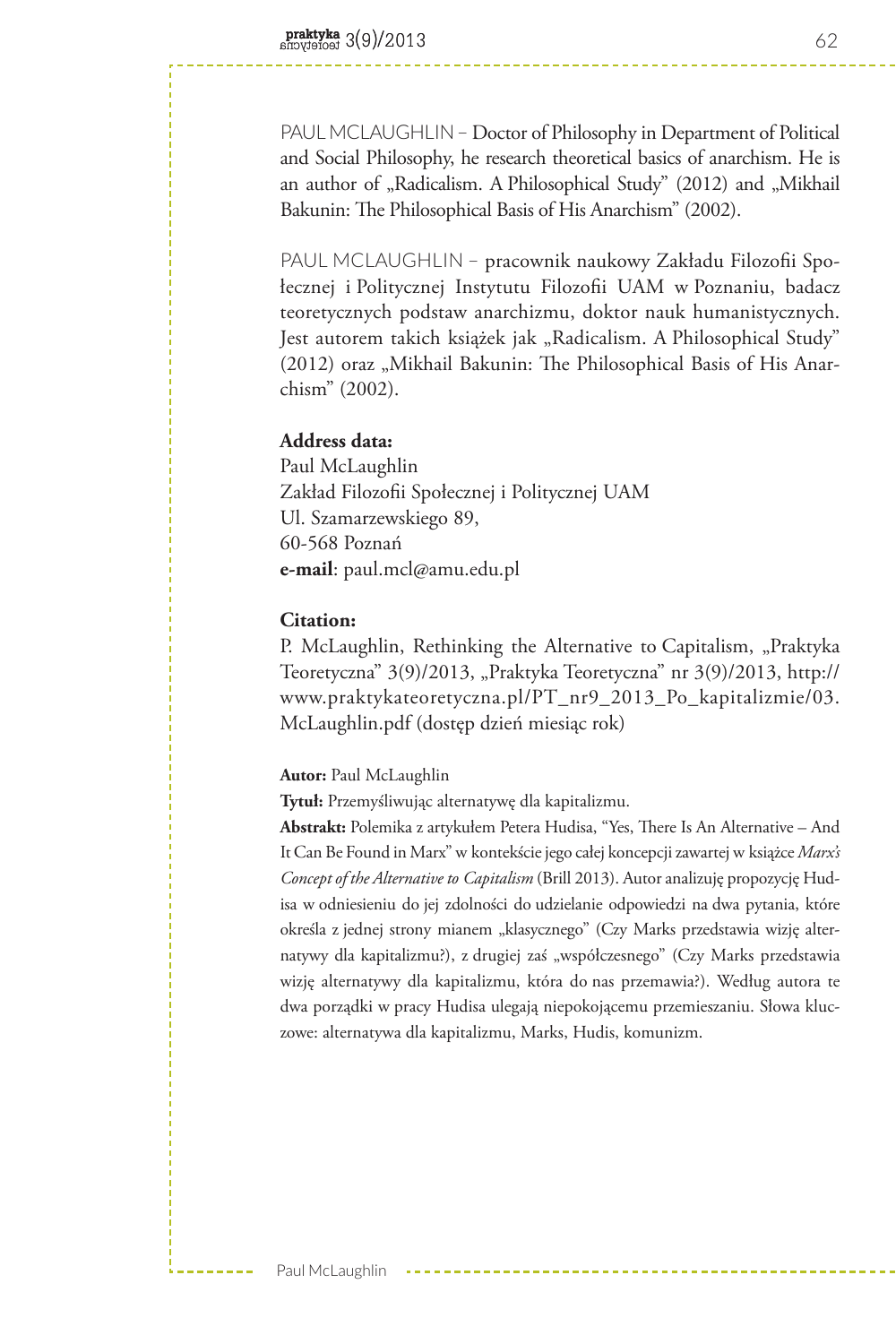PAUL MCLAUGHLIN – Doctor of Philosophy in Department of Political and Social Philosophy, he research theoretical basics of anarchism. He is an author of „Radicalism. A Philosophical Study" (2012) and „Mikhail Bakunin: The Philosophical Basis of His Anarchism" (2002).

PAUL MCLAUGHLIN – pracownik naukowy Zakładu Filozofii Społecznej i Politycznej Instytutu Filozofii UAM w Poznaniu, badacz teoretycznych podstaw anarchizmu, doktor nauk humanistycznych. Jest autorem takich książek jak „Radicalism. A Philosophical Study" (2012) oraz „Mikhail Bakunin: The Philosophical Basis of His Anarchism" (2002).

**Address data:**
Paul McLaughlin
Zakład Filozofii Społecznej i Politycznej UAM
Ul. Szamarzewskiego 89,
60-568 Poznań
**e-mail**: paul.mcl@amu.edu.pl

**Citation:**
P. McLaughlin, Rethinking the Alternative to Capitalism, „Praktyka Teoretyczna" 3(9)/2013, „Praktyka Teoretyczna" nr 3(9)/2013, http://www.praktykateoretyczna.pl/PT_nr9_2013_Po_kapitalizmie/03.McLaughlin.pdf (dostęp dzień miesiąc rok)

**Autor:** Paul McLaughlin

**Tytuł:** Przemyśliwując alternatywę dla kapitalizmu.

**Abstrakt:** Polemika z artykułem Petera Hudisa, "Yes, There Is An Alternative – And It Can Be Found in Marx" w kontekście jego całej koncepcji zawartej w książce *Marx's Concept of the Alternative to Capitalism* (Brill 2013). Autor analizuję propozycję Hudisa w odniesieniu do jej zdolności do udzielanie odpowiedzi na dwa pytania, które określa z jednej strony mianem „klasycznego" (Czy Marks przedstawia wizję alternatywy dla kapitalizmu?), z drugiej zaś „współczesnego" (Czy Marks przedstawia wizję alternatywy dla kapitalizmu, która do nas przemawia?). Według autora te dwa porządki w pracy Hudisa ulegają niepokojącemu przemieszaniu. Słowa kluczowe: alternatywa dla kapitalizmu, Marks, Hudis, komunizm.